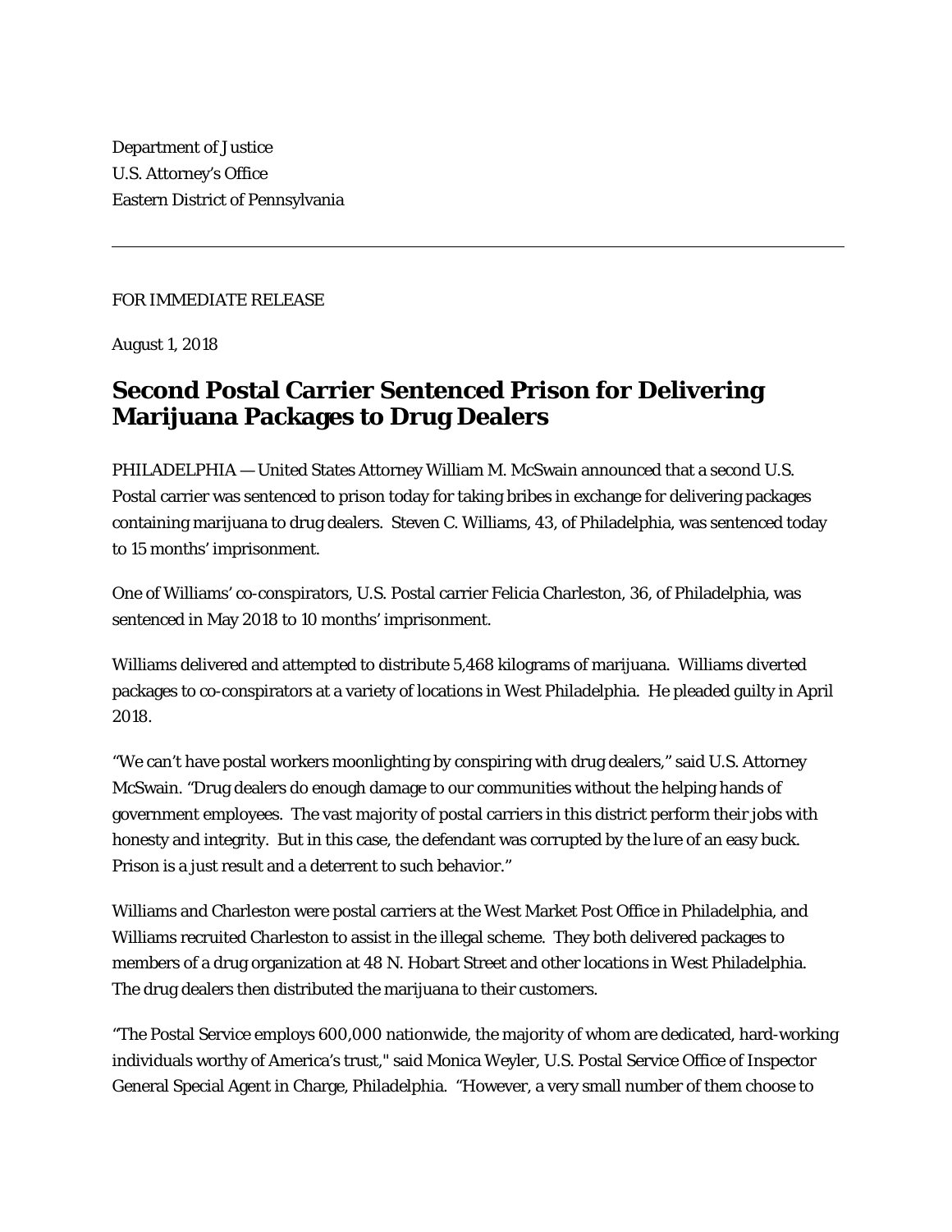Department of Justice
U.S. Attorney's Office
Eastern District of Pennsylvania

---

FOR IMMEDIATE RELEASE

August 1, 2018

# Second Postal Carrier Sentenced Prison for Delivering Marijuana Packages to Drug Dealers

PHILADELPHIA — United States Attorney William M. McSwain announced that a second U.S. Postal carrier was sentenced to prison today for taking bribes in exchange for delivering packages containing marijuana to drug dealers. Steven C. Williams, 43, of Philadelphia, was sentenced today to 15 months' imprisonment.

One of Williams' co-conspirators, U.S. Postal carrier Felicia Charleston, 36, of Philadelphia, was sentenced in May 2018 to 10 months' imprisonment.

Williams delivered and attempted to distribute 5,468 kilograms of marijuana. Williams diverted packages to co-conspirators at a variety of locations in West Philadelphia. He pleaded guilty in April 2018.

"We can't have postal workers moonlighting by conspiring with drug dealers," said U.S. Attorney McSwain. "Drug dealers do enough damage to our communities without the helping hands of government employees. The vast majority of postal carriers in this district perform their jobs with honesty and integrity. But in this case, the defendant was corrupted by the lure of an easy buck. Prison is a just result and a deterrent to such behavior."

Williams and Charleston were postal carriers at the West Market Post Office in Philadelphia, and Williams recruited Charleston to assist in the illegal scheme. They both delivered packages to members of a drug organization at 48 N. Hobart Street and other locations in West Philadelphia. The drug dealers then distributed the marijuana to their customers.

"The Postal Service employs 600,000 nationwide, the majority of whom are dedicated, hard-working individuals worthy of America's trust," said Monica Weyler, U.S. Postal Service Office of Inspector General Special Agent in Charge, Philadelphia. "However, a very small number of them choose to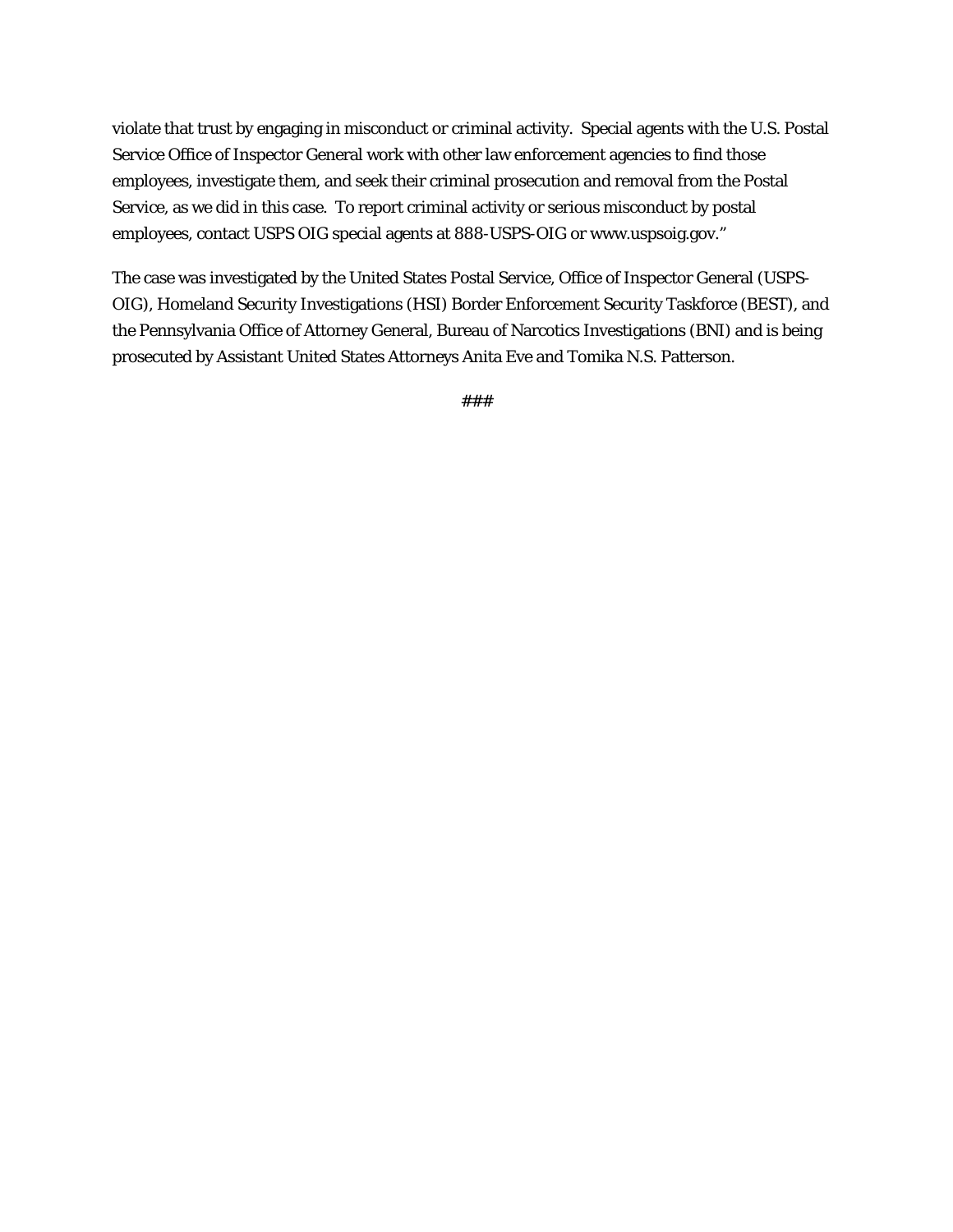violate that trust by engaging in misconduct or criminal activity. Special agents with the U.S. Postal Service Office of Inspector General work with other law enforcement agencies to find those employees, investigate them, and seek their criminal prosecution and removal from the Postal Service, as we did in this case. To report criminal activity or serious misconduct by postal employees, contact USPS OIG special agents at 888-USPS-OIG or www.uspsoig.gov."

The case was investigated by the United States Postal Service, Office of Inspector General (USPS-OIG), Homeland Security Investigations (HSI) Border Enforcement Security Taskforce (BEST), and the Pennsylvania Office of Attorney General, Bureau of Narcotics Investigations (BNI) and is being prosecuted by Assistant United States Attorneys Anita Eve and Tomika N.S. Patterson.

###